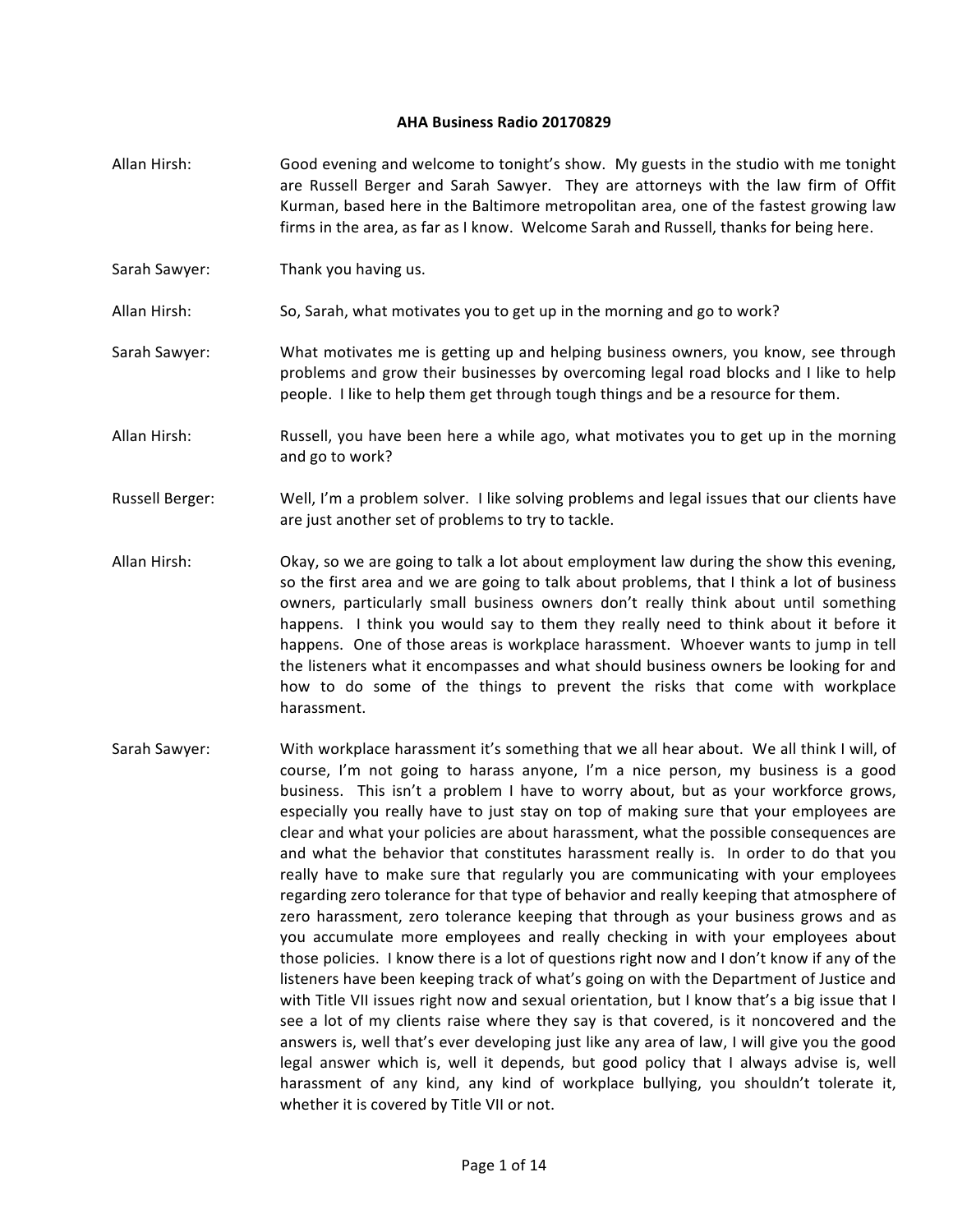# AHA Business Radio 20170829

**Allan Hirsh:** Good evening and welcome to tonight's show. My guests in the studio with me tonight are Russell Berger and Sarah Sawyer. They are attorneys with the law firm of Offit Kurman, based here in the Baltimore metropolitan area, one of the fastest growing law firms in the area, as far as I know. Welcome Sarah and Russell, thanks for being here.

**Sarah Sawyer:** Thank you having us.

**Allan Hirsh:** So, Sarah, what motivates you to get up in the morning and go to work?

**Sarah Sawyer:** What motivates me is getting up and helping business owners, you know, see through problems and grow their businesses by overcoming legal road blocks and I like to help people. I like to help them get through tough things and be a resource for them.

**Allan Hirsh:** Russell, you have been here a while ago, what motivates you to get up in the morning and go to work?

**Russell Berger:** Well, I'm a problem solver. I like solving problems and legal issues that our clients have are just another set of problems to try to tackle.

**Allan Hirsh:** Okay, so we are going to talk a lot about employment law during the show this evening, so the first area and we are going to talk about problems, that I think a lot of business owners, particularly small business owners don't really think about until something happens. I think you would say to them they really need to think about it before it happens. One of those areas is workplace harassment. Whoever wants to jump in tell the listeners what it encompasses and what should business owners be looking for and how to do some of the things to prevent the risks that come with workplace harassment.

**Sarah Sawyer:** With workplace harassment it's something that we all hear about. We all think I will, of course, I'm not going to harass anyone, I'm a nice person, my business is a good business. This isn't a problem I have to worry about, but as your workforce grows, especially you really have to just stay on top of making sure that your employees are clear and what your policies are about harassment, what the possible consequences are and what the behavior that constitutes harassment really is. In order to do that you really have to make sure that regularly you are communicating with your employees regarding zero tolerance for that type of behavior and really keeping that atmosphere of zero harassment, zero tolerance keeping that through as your business grows and as you accumulate more employees and really checking in with your employees about those policies. I know there is a lot of questions right now and I don't know if any of the listeners have been keeping track of what's going on with the Department of Justice and with Title VII issues right now and sexual orientation, but I know that's a big issue that I see a lot of my clients raise where they say is that covered, is it noncovered and the answers is, well that's ever developing just like any area of law, I will give you the good legal answer which is, well it depends, but good policy that I always advise is, well harassment of any kind, any kind of workplace bullying, you shouldn't tolerate it, whether it is covered by Title VII or not.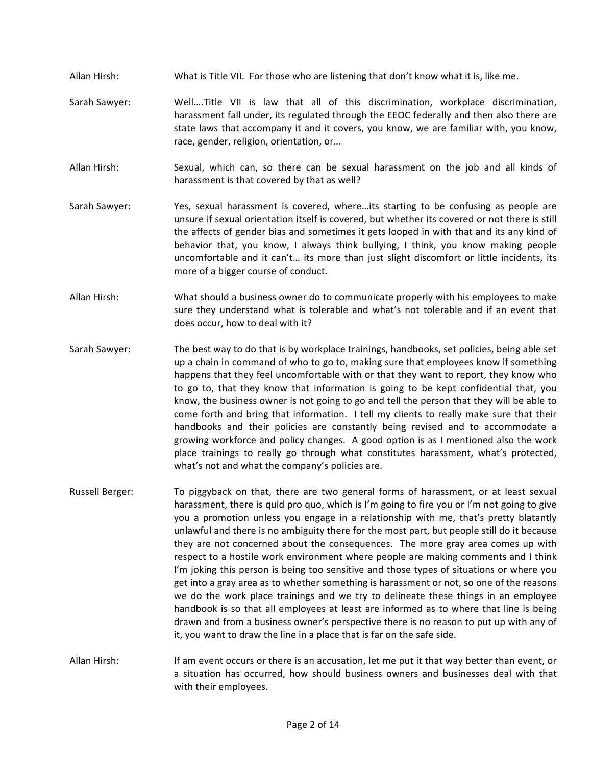Allan Hirsh: What is Title VII. For those who are listening that don't know what it is, like me.

Sarah Sawyer: Well....Title VII is law that all of this discrimination, workplace discrimination, harassment fall under, its regulated through the EEOC federally and then also there are state laws that accompany it and it covers, you know, we are familiar with, you know, race, gender, religion, orientation, or…

Allan Hirsh: Sexual, which can, so there can be sexual harassment on the job and all kinds of harassment is that covered by that as well?

Sarah Sawyer: Yes, sexual harassment is covered, where…its starting to be confusing as people are unsure if sexual orientation itself is covered, but whether its covered or not there is still the affects of gender bias and sometimes it gets looped in with that and its any kind of behavior that, you know, I always think bullying, I think, you know making people uncomfortable and it can't… its more than just slight discomfort or little incidents, its more of a bigger course of conduct.

Allan Hirsh: What should a business owner do to communicate properly with his employees to make sure they understand what is tolerable and what's not tolerable and if an event that does occur, how to deal with it?

Sarah Sawyer: The best way to do that is by workplace trainings, handbooks, set policies, being able set up a chain in command of who to go to, making sure that employees know if something happens that they feel uncomfortable with or that they want to report, they know who to go to, that they know that information is going to be kept confidential that, you know, the business owner is not going to go and tell the person that they will be able to come forth and bring that information. I tell my clients to really make sure that their handbooks and their policies are constantly being revised and to accommodate a growing workforce and policy changes. A good option is as I mentioned also the work place trainings to really go through what constitutes harassment, what's protected, what's not and what the company's policies are.

Russell Berger: To piggyback on that, there are two general forms of harassment, or at least sexual harassment, there is quid pro quo, which is I'm going to fire you or I'm not going to give you a promotion unless you engage in a relationship with me, that's pretty blatantly unlawful and there is no ambiguity there for the most part, but people still do it because they are not concerned about the consequences. The more gray area comes up with respect to a hostile work environment where people are making comments and I think I'm joking this person is being too sensitive and those types of situations or where you get into a gray area as to whether something is harassment or not, so one of the reasons we do the work place trainings and we try to delineate these things in an employee handbook is so that all employees at least are informed as to where that line is being drawn and from a business owner's perspective there is no reason to put up with any of it, you want to draw the line in a place that is far on the safe side.

Allan Hirsh: If am event occurs or there is an accusation, let me put it that way better than event, or a situation has occurred, how should business owners and businesses deal with that with their employees.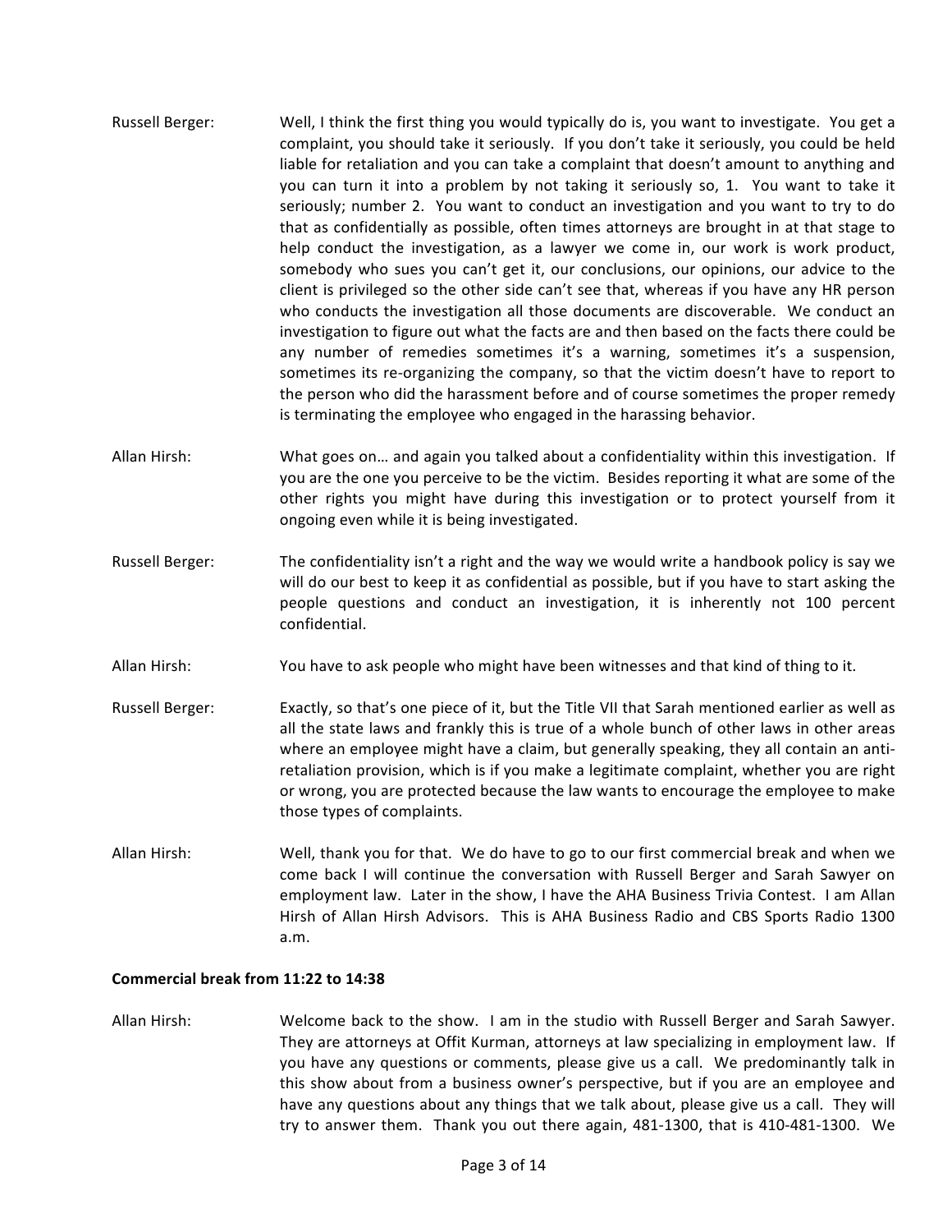Russell Berger: Well, I think the first thing you would typically do is, you want to investigate. You get a complaint, you should take it seriously. If you don't take it seriously, you could be held liable for retaliation and you can take a complaint that doesn't amount to anything and you can turn it into a problem by not taking it seriously so, 1. You want to take it seriously; number 2. You want to conduct an investigation and you want to try to do that as confidentially as possible, often times attorneys are brought in at that stage to help conduct the investigation, as a lawyer we come in, our work is work product, somebody who sues you can't get it, our conclusions, our opinions, our advice to the client is privileged so the other side can't see that, whereas if you have any HR person who conducts the investigation all those documents are discoverable. We conduct an investigation to figure out what the facts are and then based on the facts there could be any number of remedies sometimes it's a warning, sometimes it's a suspension, sometimes its re-organizing the company, so that the victim doesn't have to report to the person who did the harassment before and of course sometimes the proper remedy is terminating the employee who engaged in the harassing behavior.

Allan Hirsh: What goes on… and again you talked about a confidentiality within this investigation. If you are the one you perceive to be the victim. Besides reporting it what are some of the other rights you might have during this investigation or to protect yourself from it ongoing even while it is being investigated.

Russell Berger: The confidentiality isn't a right and the way we would write a handbook policy is say we will do our best to keep it as confidential as possible, but if you have to start asking the people questions and conduct an investigation, it is inherently not 100 percent confidential.

Allan Hirsh: You have to ask people who might have been witnesses and that kind of thing to it.

Russell Berger: Exactly, so that's one piece of it, but the Title VII that Sarah mentioned earlier as well as all the state laws and frankly this is true of a whole bunch of other laws in other areas where an employee might have a claim, but generally speaking, they all contain an anti-retaliation provision, which is if you make a legitimate complaint, whether you are right or wrong, you are protected because the law wants to encourage the employee to make those types of complaints.

Allan Hirsh: Well, thank you for that. We do have to go to our first commercial break and when we come back I will continue the conversation with Russell Berger and Sarah Sawyer on employment law. Later in the show, I have the AHA Business Trivia Contest. I am Allan Hirsh of Allan Hirsh Advisors. This is AHA Business Radio and CBS Sports Radio 1300 a.m.

**Commercial break from 11:22 to 14:38**

Allan Hirsh: Welcome back to the show. I am in the studio with Russell Berger and Sarah Sawyer. They are attorneys at Offit Kurman, attorneys at law specializing in employment law. If you have any questions or comments, please give us a call. We predominantly talk in this show about from a business owner's perspective, but if you are an employee and have any questions about any things that we talk about, please give us a call. They will try to answer them. Thank you out there again, 481-1300, that is 410-481-1300. We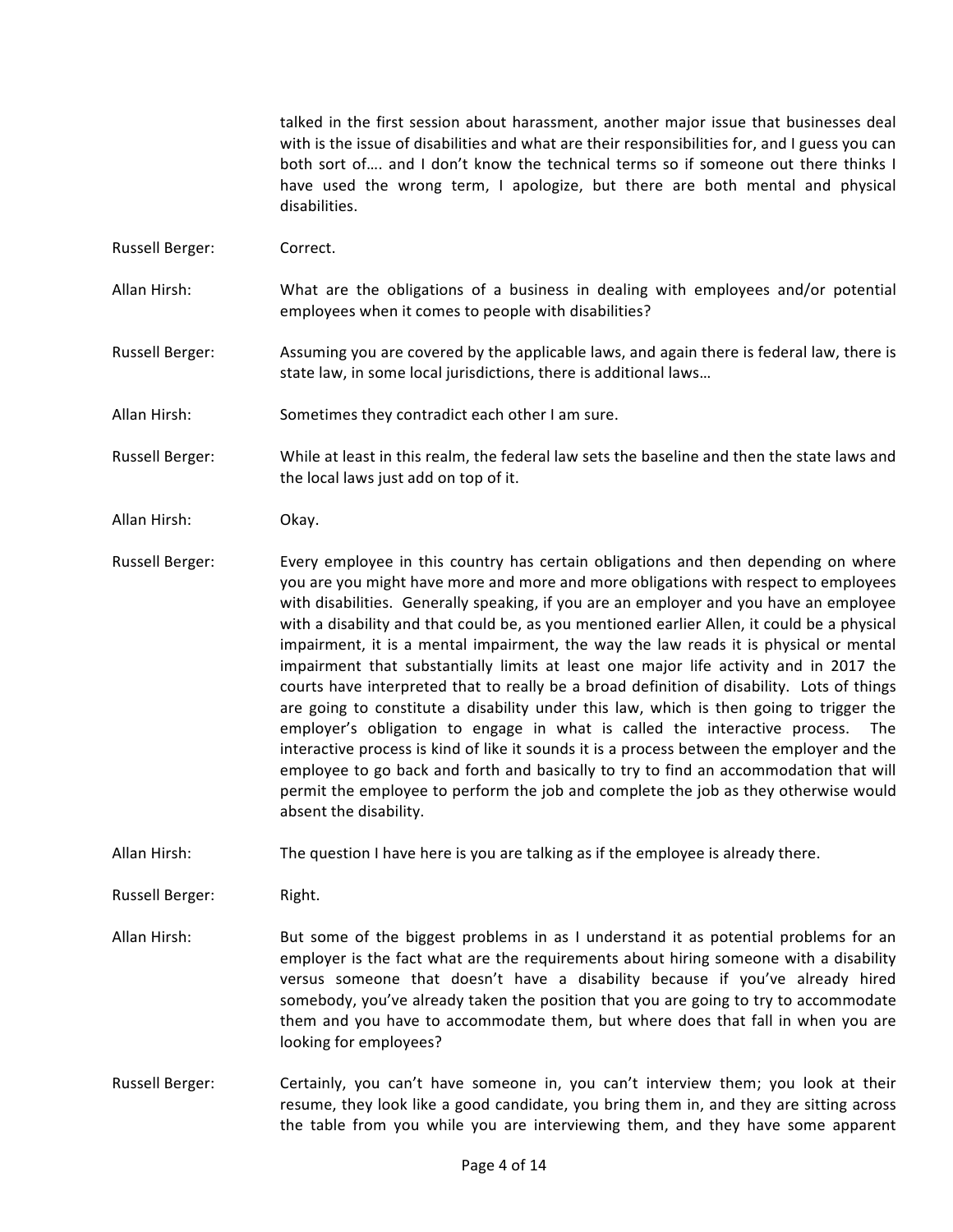talked in the first session about harassment, another major issue that businesses deal with is the issue of disabilities and what are their responsibilities for, and I guess you can both sort of…. and I don't know the technical terms so if someone out there thinks I have used the wrong term, I apologize, but there are both mental and physical disabilities.

Russell Berger: Correct.

Allan Hirsh: What are the obligations of a business in dealing with employees and/or potential employees when it comes to people with disabilities?

Russell Berger: Assuming you are covered by the applicable laws, and again there is federal law, there is state law, in some local jurisdictions, there is additional laws…

Allan Hirsh: Sometimes they contradict each other I am sure.

Russell Berger: While at least in this realm, the federal law sets the baseline and then the state laws and the local laws just add on top of it.

Allan Hirsh: Okay.

Russell Berger: Every employee in this country has certain obligations and then depending on where you are you might have more and more and more obligations with respect to employees with disabilities. Generally speaking, if you are an employer and you have an employee with a disability and that could be, as you mentioned earlier Allen, it could be a physical impairment, it is a mental impairment, the way the law reads it is physical or mental impairment that substantially limits at least one major life activity and in 2017 the courts have interpreted that to really be a broad definition of disability. Lots of things are going to constitute a disability under this law, which is then going to trigger the employer's obligation to engage in what is called the interactive process. The interactive process is kind of like it sounds it is a process between the employer and the employee to go back and forth and basically to try to find an accommodation that will permit the employee to perform the job and complete the job as they otherwise would absent the disability.

Allan Hirsh: The question I have here is you are talking as if the employee is already there.

Russell Berger: Right.

Allan Hirsh: But some of the biggest problems in as I understand it as potential problems for an employer is the fact what are the requirements about hiring someone with a disability versus someone that doesn't have a disability because if you've already hired somebody, you've already taken the position that you are going to try to accommodate them and you have to accommodate them, but where does that fall in when you are looking for employees?

Russell Berger: Certainly, you can't have someone in, you can't interview them; you look at their resume, they look like a good candidate, you bring them in, and they are sitting across the table from you while you are interviewing them, and they have some apparent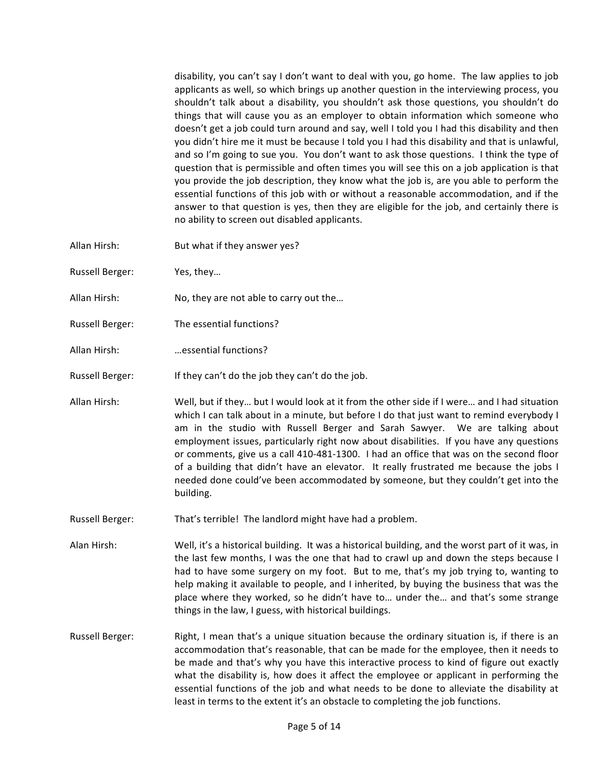disability, you can't say I don't want to deal with you, go home. The law applies to job applicants as well, so which brings up another question in the interviewing process, you shouldn't talk about a disability, you shouldn't ask those questions, you shouldn't do things that will cause you as an employer to obtain information which someone who doesn't get a job could turn around and say, well I told you I had this disability and then you didn't hire me it must be because I told you I had this disability and that is unlawful, and so I'm going to sue you. You don't want to ask those questions. I think the type of question that is permissible and often times you will see this on a job application is that you provide the job description, they know what the job is, are you able to perform the essential functions of this job with or without a reasonable accommodation, and if the answer to that question is yes, then they are eligible for the job, and certainly there is no ability to screen out disabled applicants.

Allan Hirsh: But what if they answer yes?

Russell Berger: Yes, they…

Allan Hirsh: No, they are not able to carry out the…

Russell Berger: The essential functions?

Allan Hirsh: …essential functions?

Russell Berger: If they can't do the job they can't do the job.

Allan Hirsh: Well, but if they… but I would look at it from the other side if I were… and I had situation which I can talk about in a minute, but before I do that just want to remind everybody I am in the studio with Russell Berger and Sarah Sawyer. We are talking about employment issues, particularly right now about disabilities. If you have any questions or comments, give us a call 410-481-1300. I had an office that was on the second floor of a building that didn't have an elevator. It really frustrated me because the jobs I needed done could've been accommodated by someone, but they couldn't get into the building.

Russell Berger: That's terrible! The landlord might have had a problem.

Alan Hirsh: Well, it's a historical building. It was a historical building, and the worst part of it was, in the last few months, I was the one that had to crawl up and down the steps because I had to have some surgery on my foot. But to me, that's my job trying to, wanting to help making it available to people, and I inherited, by buying the business that was the place where they worked, so he didn't have to… under the… and that's some strange things in the law, I guess, with historical buildings.

Russell Berger: Right, I mean that's a unique situation because the ordinary situation is, if there is an accommodation that's reasonable, that can be made for the employee, then it needs to be made and that's why you have this interactive process to kind of figure out exactly what the disability is, how does it affect the employee or applicant in performing the essential functions of the job and what needs to be done to alleviate the disability at least in terms to the extent it's an obstacle to completing the job functions.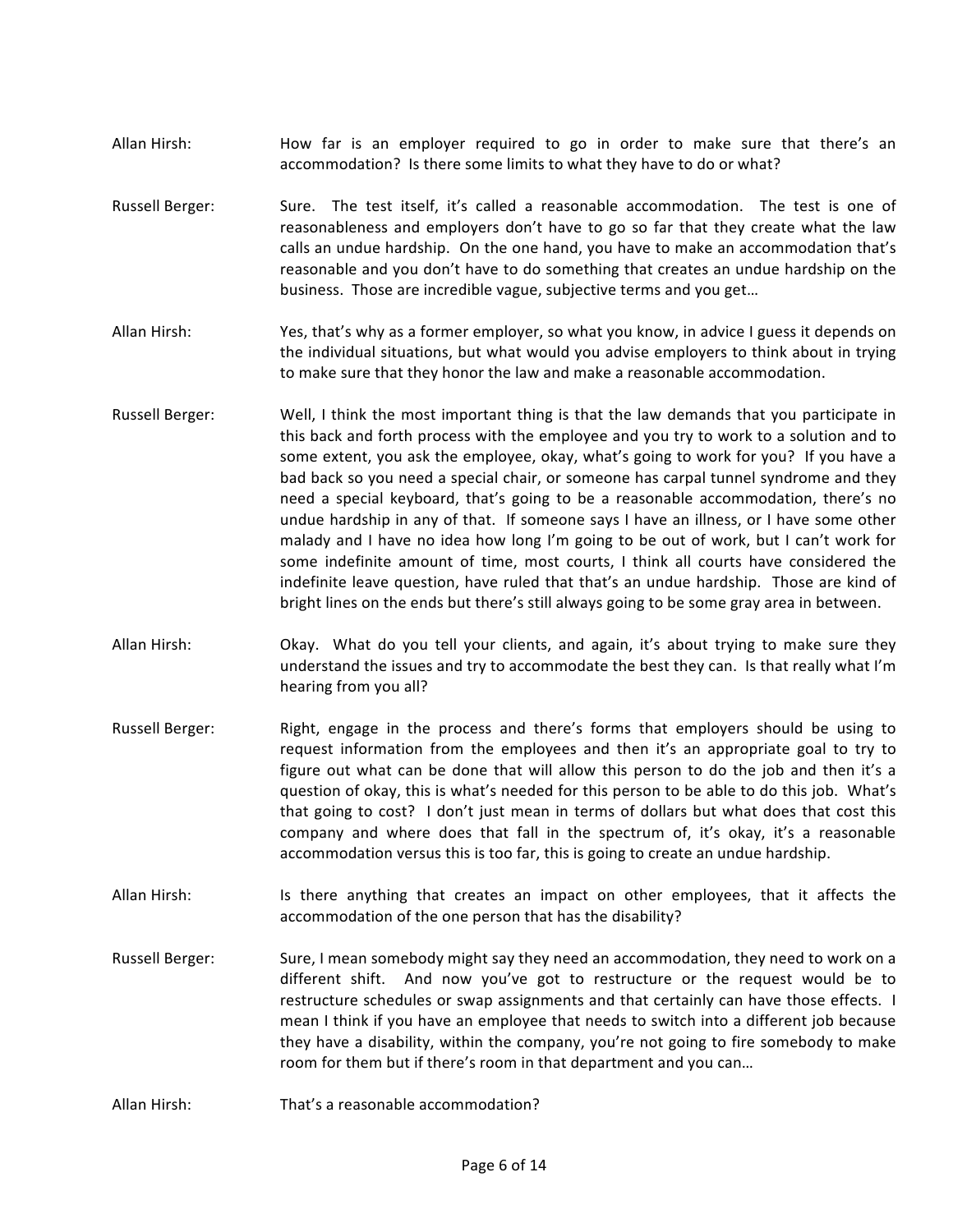**Allan Hirsh:** How far is an employer required to go in order to make sure that there's an accommodation? Is there some limits to what they have to do or what?

**Russell Berger:** Sure. The test itself, it's called a reasonable accommodation. The test is one of reasonableness and employers don't have to go so far that they create what the law calls an undue hardship. On the one hand, you have to make an accommodation that's reasonable and you don't have to do something that creates an undue hardship on the business. Those are incredible vague, subjective terms and you get…

**Allan Hirsh:** Yes, that's why as a former employer, so what you know, in advice I guess it depends on the individual situations, but what would you advise employers to think about in trying to make sure that they honor the law and make a reasonable accommodation.

**Russell Berger:** Well, I think the most important thing is that the law demands that you participate in this back and forth process with the employee and you try to work to a solution and to some extent, you ask the employee, okay, what's going to work for you? If you have a bad back so you need a special chair, or someone has carpal tunnel syndrome and they need a special keyboard, that's going to be a reasonable accommodation, there's no undue hardship in any of that. If someone says I have an illness, or I have some other malady and I have no idea how long I'm going to be out of work, but I can't work for some indefinite amount of time, most courts, I think all courts have considered the indefinite leave question, have ruled that that's an undue hardship. Those are kind of bright lines on the ends but there's still always going to be some gray area in between.

**Allan Hirsh:** Okay. What do you tell your clients, and again, it's about trying to make sure they understand the issues and try to accommodate the best they can. Is that really what I'm hearing from you all?

**Russell Berger:** Right, engage in the process and there's forms that employers should be using to request information from the employees and then it's an appropriate goal to try to figure out what can be done that will allow this person to do the job and then it's a question of okay, this is what's needed for this person to be able to do this job. What's that going to cost? I don't just mean in terms of dollars but what does that cost this company and where does that fall in the spectrum of, it's okay, it's a reasonable accommodation versus this is too far, this is going to create an undue hardship.

**Allan Hirsh:** Is there anything that creates an impact on other employees, that it affects the accommodation of the one person that has the disability?

**Russell Berger:** Sure, I mean somebody might say they need an accommodation, they need to work on a different shift. And now you've got to restructure or the request would be to restructure schedules or swap assignments and that certainly can have those effects. I mean I think if you have an employee that needs to switch into a different job because they have a disability, within the company, you're not going to fire somebody to make room for them but if there's room in that department and you can…

**Allan Hirsh:** That's a reasonable accommodation?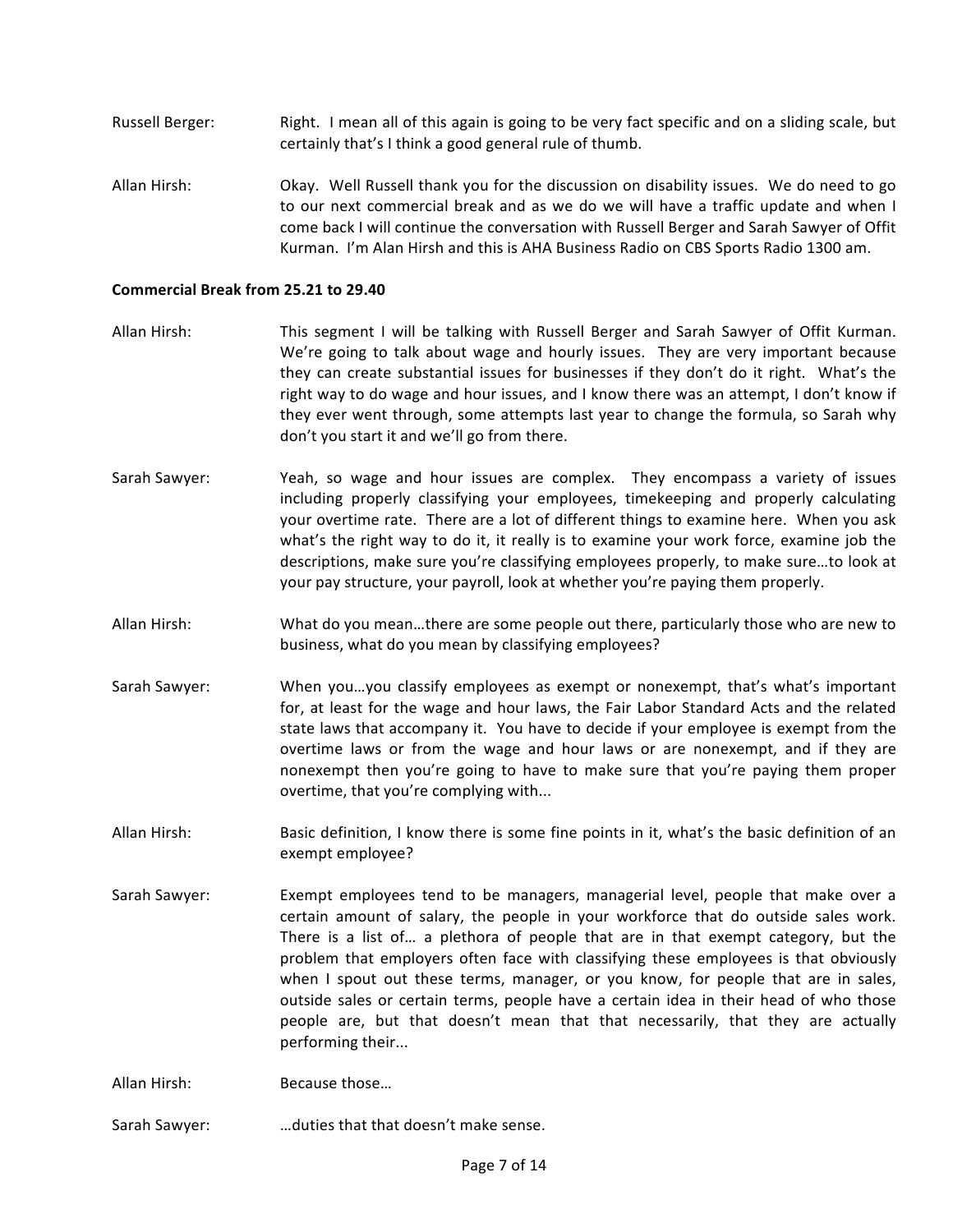Russell Berger: Right. I mean all of this again is going to be very fact specific and on a sliding scale, but certainly that's I think a good general rule of thumb.

Allan Hirsh: Okay. Well Russell thank you for the discussion on disability issues. We do need to go to our next commercial break and as we do we will have a traffic update and when I come back I will continue the conversation with Russell Berger and Sarah Sawyer of Offit Kurman. I'm Alan Hirsh and this is AHA Business Radio on CBS Sports Radio 1300 am.

**Commercial Break from 25.21 to 29.40**

Allan Hirsh: This segment I will be talking with Russell Berger and Sarah Sawyer of Offit Kurman. We're going to talk about wage and hourly issues. They are very important because they can create substantial issues for businesses if they don't do it right. What's the right way to do wage and hour issues, and I know there was an attempt, I don't know if they ever went through, some attempts last year to change the formula, so Sarah why don't you start it and we'll go from there.

Sarah Sawyer: Yeah, so wage and hour issues are complex. They encompass a variety of issues including properly classifying your employees, timekeeping and properly calculating your overtime rate. There are a lot of different things to examine here. When you ask what's the right way to do it, it really is to examine your work force, examine job the descriptions, make sure you're classifying employees properly, to make sure…to look at your pay structure, your payroll, look at whether you're paying them properly.

Allan Hirsh: What do you mean…there are some people out there, particularly those who are new to business, what do you mean by classifying employees?

Sarah Sawyer: When you…you classify employees as exempt or nonexempt, that's what's important for, at least for the wage and hour laws, the Fair Labor Standard Acts and the related state laws that accompany it. You have to decide if your employee is exempt from the overtime laws or from the wage and hour laws or are nonexempt, and if they are nonexempt then you're going to have to make sure that you're paying them proper overtime, that you're complying with...

Allan Hirsh: Basic definition, I know there is some fine points in it, what's the basic definition of an exempt employee?

Sarah Sawyer: Exempt employees tend to be managers, managerial level, people that make over a certain amount of salary, the people in your workforce that do outside sales work. There is a list of… a plethora of people that are in that exempt category, but the problem that employers often face with classifying these employees is that obviously when I spout out these terms, manager, or you know, for people that are in sales, outside sales or certain terms, people have a certain idea in their head of who those people are, but that doesn't mean that that necessarily, that they are actually performing their...

Allan Hirsh: Because those…

Sarah Sawyer: …duties that that doesn't make sense.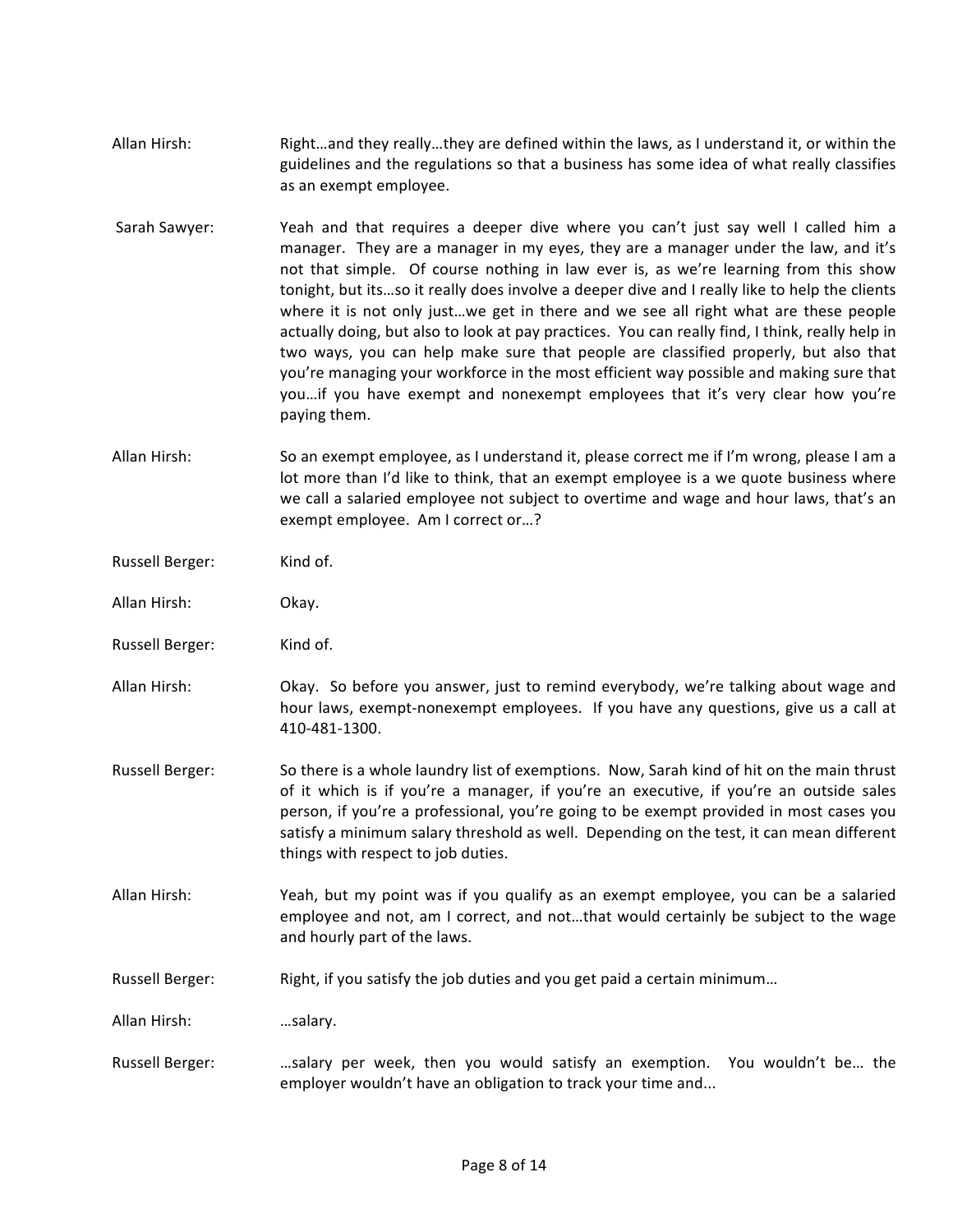Allan Hirsh: Right…and they really…they are defined within the laws, as I understand it, or within the guidelines and the regulations so that a business has some idea of what really classifies as an exempt employee.

Sarah Sawyer: Yeah and that requires a deeper dive where you can't just say well I called him a manager. They are a manager in my eyes, they are a manager under the law, and it's not that simple. Of course nothing in law ever is, as we're learning from this show tonight, but its…so it really does involve a deeper dive and I really like to help the clients where it is not only just…we get in there and we see all right what are these people actually doing, but also to look at pay practices. You can really find, I think, really help in two ways, you can help make sure that people are classified properly, but also that you're managing your workforce in the most efficient way possible and making sure that you…if you have exempt and nonexempt employees that it's very clear how you're paying them.

Allan Hirsh: So an exempt employee, as I understand it, please correct me if I'm wrong, please I am a lot more than I'd like to think, that an exempt employee is a we quote business where we call a salaried employee not subject to overtime and wage and hour laws, that's an exempt employee. Am I correct or…?

Russell Berger: Kind of.

Allan Hirsh: Okay.

Russell Berger: Kind of.

Allan Hirsh: Okay. So before you answer, just to remind everybody, we're talking about wage and hour laws, exempt-nonexempt employees. If you have any questions, give us a call at 410-481-1300.

Russell Berger: So there is a whole laundry list of exemptions. Now, Sarah kind of hit on the main thrust of it which is if you're a manager, if you're an executive, if you're an outside sales person, if you're a professional, you're going to be exempt provided in most cases you satisfy a minimum salary threshold as well. Depending on the test, it can mean different things with respect to job duties.

Allan Hirsh: Yeah, but my point was if you qualify as an exempt employee, you can be a salaried employee and not, am I correct, and not…that would certainly be subject to the wage and hourly part of the laws.

Russell Berger: Right, if you satisfy the job duties and you get paid a certain minimum…

Allan Hirsh: …salary.

Russell Berger: …salary per week, then you would satisfy an exemption. You wouldn't be… the employer wouldn't have an obligation to track your time and...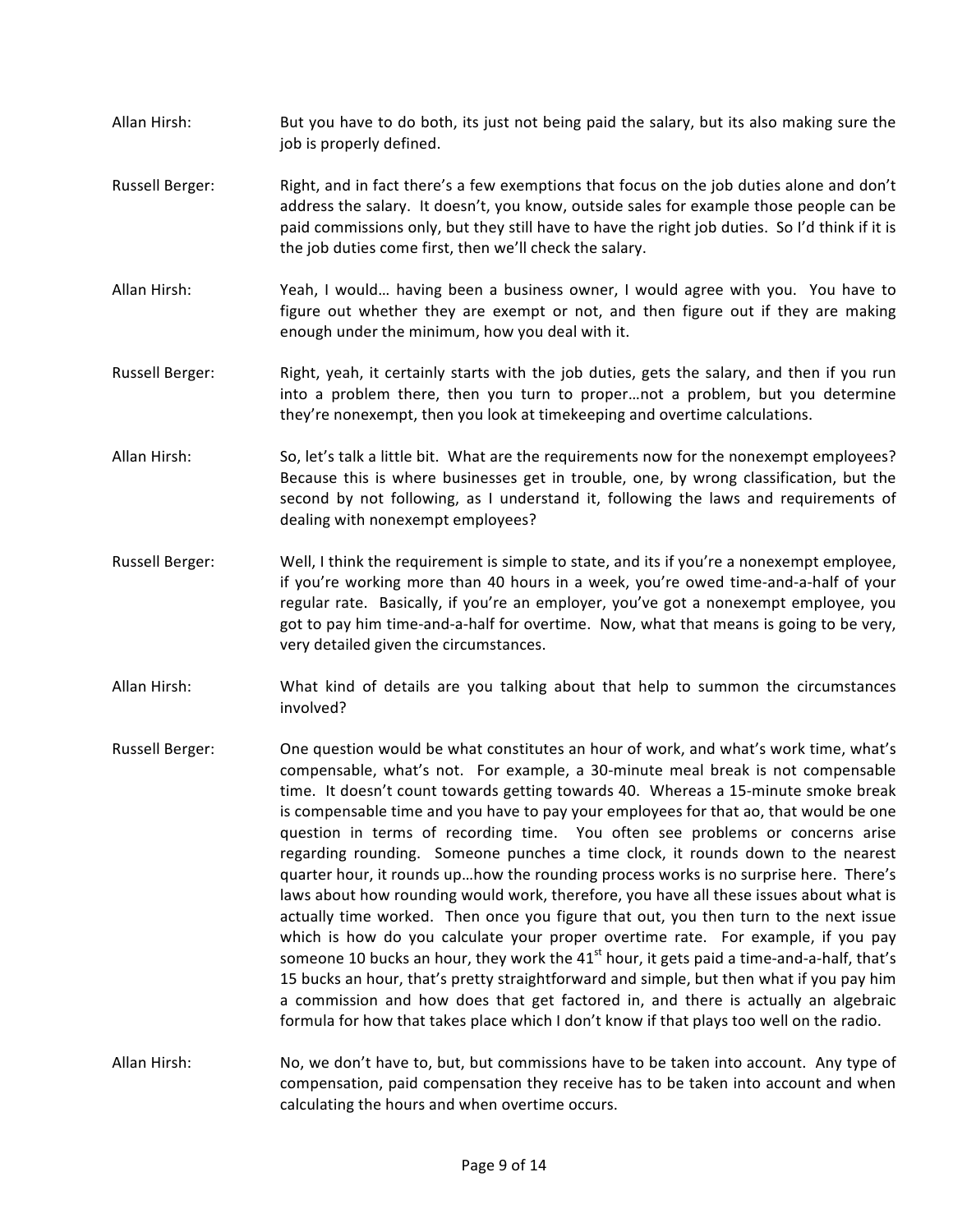**Allan Hirsh:** But you have to do both, its just not being paid the salary, but its also making sure the job is properly defined.

**Russell Berger:** Right, and in fact there's a few exemptions that focus on the job duties alone and don't address the salary. It doesn't, you know, outside sales for example those people can be paid commissions only, but they still have to have the right job duties. So I'd think if it is the job duties come first, then we'll check the salary.

**Allan Hirsh:** Yeah, I would… having been a business owner, I would agree with you. You have to figure out whether they are exempt or not, and then figure out if they are making enough under the minimum, how you deal with it.

**Russell Berger:** Right, yeah, it certainly starts with the job duties, gets the salary, and then if you run into a problem there, then you turn to proper…not a problem, but you determine they're nonexempt, then you look at timekeeping and overtime calculations.

**Allan Hirsh:** So, let's talk a little bit. What are the requirements now for the nonexempt employees? Because this is where businesses get in trouble, one, by wrong classification, but the second by not following, as I understand it, following the laws and requirements of dealing with nonexempt employees?

**Russell Berger:** Well, I think the requirement is simple to state, and its if you're a nonexempt employee, if you're working more than 40 hours in a week, you're owed time-and-a-half of your regular rate. Basically, if you're an employer, you've got a nonexempt employee, you got to pay him time-and-a-half for overtime. Now, what that means is going to be very, very detailed given the circumstances.

**Allan Hirsh:** What kind of details are you talking about that help to summon the circumstances involved?

**Russell Berger:** One question would be what constitutes an hour of work, and what's work time, what's compensable, what's not. For example, a 30-minute meal break is not compensable time. It doesn't count towards getting towards 40. Whereas a 15-minute smoke break is compensable time and you have to pay your employees for that ao, that would be one question in terms of recording time. You often see problems or concerns arise regarding rounding. Someone punches a time clock, it rounds down to the nearest quarter hour, it rounds up…how the rounding process works is no surprise here. There's laws about how rounding would work, therefore, you have all these issues about what is actually time worked. Then once you figure that out, you then turn to the next issue which is how do you calculate your proper overtime rate. For example, if you pay someone 10 bucks an hour, they work the 41st hour, it gets paid a time-and-a-half, that's 15 bucks an hour, that's pretty straightforward and simple, but then what if you pay him a commission and how does that get factored in, and there is actually an algebraic formula for how that takes place which I don't know if that plays too well on the radio.

**Allan Hirsh:** No, we don't have to, but, but commissions have to be taken into account. Any type of compensation, paid compensation they receive has to be taken into account and when calculating the hours and when overtime occurs.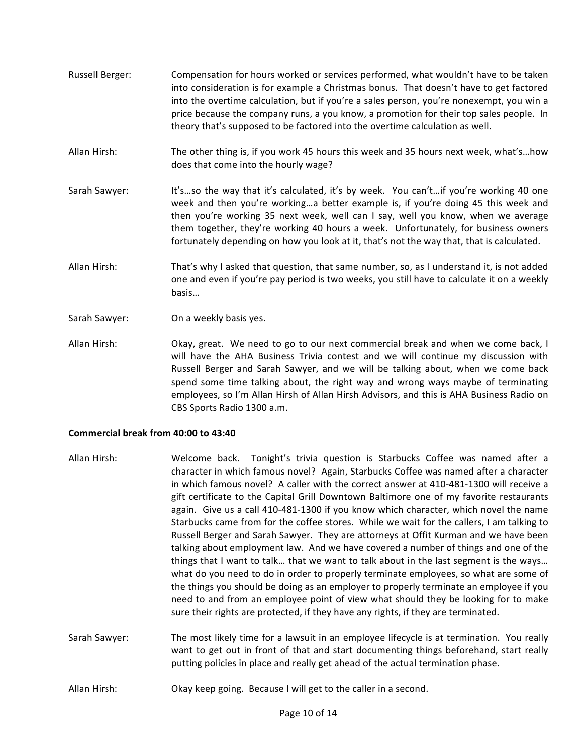Russell Berger: Compensation for hours worked or services performed, what wouldn't have to be taken into consideration is for example a Christmas bonus. That doesn't have to get factored into the overtime calculation, but if you're a sales person, you're nonexempt, you win a price because the company runs, a you know, a promotion for their top sales people. In theory that's supposed to be factored into the overtime calculation as well.

Allan Hirsh: The other thing is, if you work 45 hours this week and 35 hours next week, what's…how does that come into the hourly wage?

Sarah Sawyer: It's…so the way that it's calculated, it's by week. You can't…if you're working 40 one week and then you're working…a better example is, if you're doing 45 this week and then you're working 35 next week, well can I say, well you know, when we average them together, they're working 40 hours a week. Unfortunately, for business owners fortunately depending on how you look at it, that's not the way that, that is calculated.

Allan Hirsh: That's why I asked that question, that same number, so, as I understand it, is not added one and even if you're pay period is two weeks, you still have to calculate it on a weekly basis…

Sarah Sawyer: On a weekly basis yes.

Allan Hirsh: Okay, great. We need to go to our next commercial break and when we come back, I will have the AHA Business Trivia contest and we will continue my discussion with Russell Berger and Sarah Sawyer, and we will be talking about, when we come back spend some time talking about, the right way and wrong ways maybe of terminating employees, so I'm Allan Hirsh of Allan Hirsh Advisors, and this is AHA Business Radio on CBS Sports Radio 1300 a.m.

**Commercial break from 40:00 to 43:40**

Allan Hirsh: Welcome back. Tonight's trivia question is Starbucks Coffee was named after a character in which famous novel? Again, Starbucks Coffee was named after a character in which famous novel? A caller with the correct answer at 410-481-1300 will receive a gift certificate to the Capital Grill Downtown Baltimore one of my favorite restaurants again. Give us a call 410-481-1300 if you know which character, which novel the name Starbucks came from for the coffee stores. While we wait for the callers, I am talking to Russell Berger and Sarah Sawyer. They are attorneys at Offit Kurman and we have been talking about employment law. And we have covered a number of things and one of the things that I want to talk… that we want to talk about in the last segment is the ways… what do you need to do in order to properly terminate employees, so what are some of the things you should be doing as an employer to properly terminate an employee if you need to and from an employee point of view what should they be looking for to make sure their rights are protected, if they have any rights, if they are terminated.

Sarah Sawyer: The most likely time for a lawsuit in an employee lifecycle is at termination. You really want to get out in front of that and start documenting things beforehand, start really putting policies in place and really get ahead of the actual termination phase.

Allan Hirsh: Okay keep going. Because I will get to the caller in a second.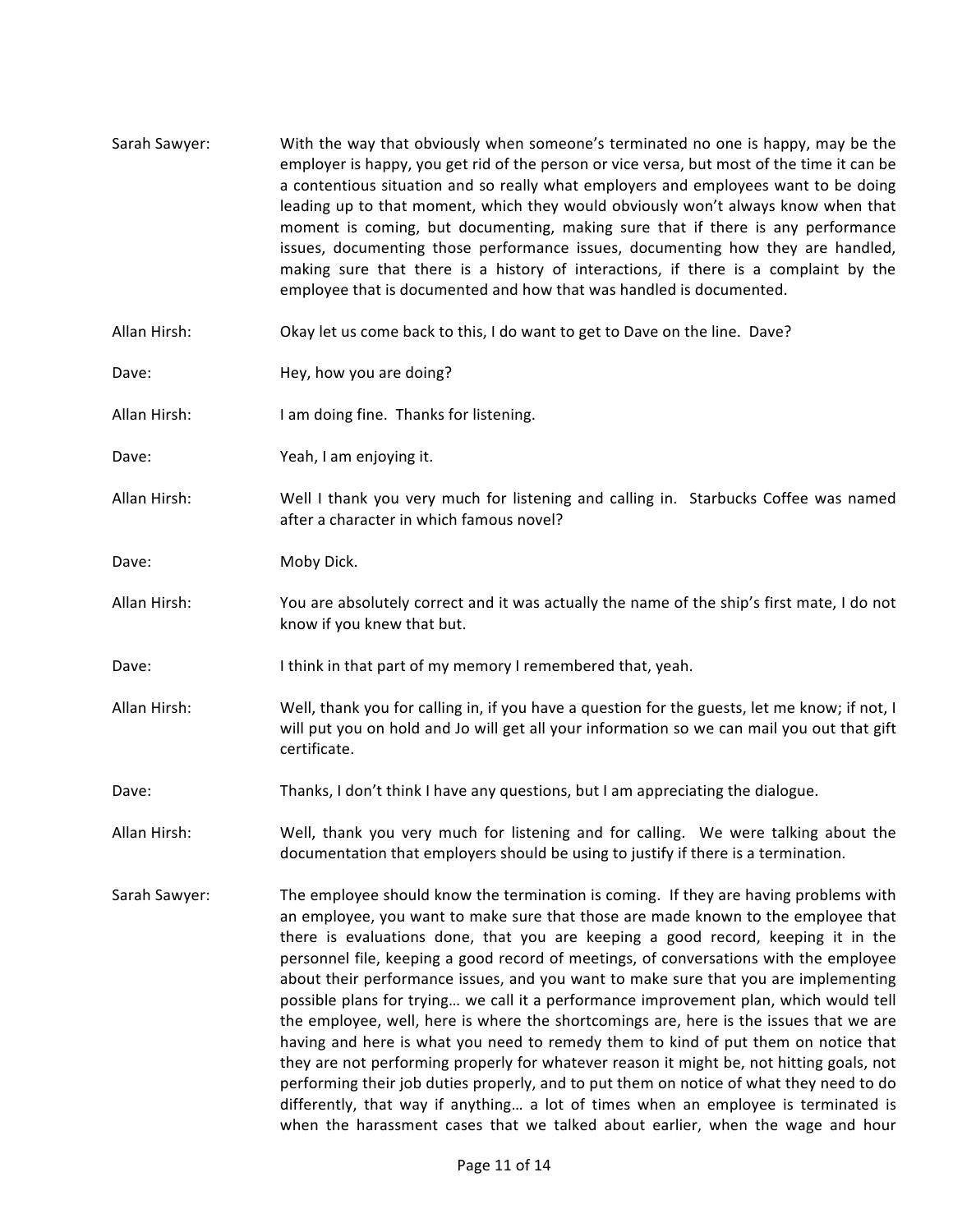**Sarah Sawyer:** With the way that obviously when someone's terminated no one is happy, may be the employer is happy, you get rid of the person or vice versa, but most of the time it can be a contentious situation and so really what employers and employees want to be doing leading up to that moment, which they would obviously won't always know when that moment is coming, but documenting, making sure that if there is any performance issues, documenting those performance issues, documenting how they are handled, making sure that there is a history of interactions, if there is a complaint by the employee that is documented and how that was handled is documented.

**Allan Hirsh:** Okay let us come back to this, I do want to get to Dave on the line. Dave?

**Dave:** Hey, how you are doing?

**Allan Hirsh:** I am doing fine. Thanks for listening.

**Dave:** Yeah, I am enjoying it.

**Allan Hirsh:** Well I thank you very much for listening and calling in. Starbucks Coffee was named after a character in which famous novel?

**Dave:** Moby Dick.

**Allan Hirsh:** You are absolutely correct and it was actually the name of the ship's first mate, I do not know if you knew that but.

**Dave:** I think in that part of my memory I remembered that, yeah.

**Allan Hirsh:** Well, thank you for calling in, if you have a question for the guests, let me know; if not, I will put you on hold and Jo will get all your information so we can mail you out that gift certificate.

**Dave:** Thanks, I don't think I have any questions, but I am appreciating the dialogue.

**Allan Hirsh:** Well, thank you very much for listening and for calling. We were talking about the documentation that employers should be using to justify if there is a termination.

**Sarah Sawyer:** The employee should know the termination is coming. If they are having problems with an employee, you want to make sure that those are made known to the employee that there is evaluations done, that you are keeping a good record, keeping it in the personnel file, keeping a good record of meetings, of conversations with the employee about their performance issues, and you want to make sure that you are implementing possible plans for trying… we call it a performance improvement plan, which would tell the employee, well, here is where the shortcomings are, here is the issues that we are having and here is what you need to remedy them to kind of put them on notice that they are not performing properly for whatever reason it might be, not hitting goals, not performing their job duties properly, and to put them on notice of what they need to do differently, that way if anything… a lot of times when an employee is terminated is when the harassment cases that we talked about earlier, when the wage and hour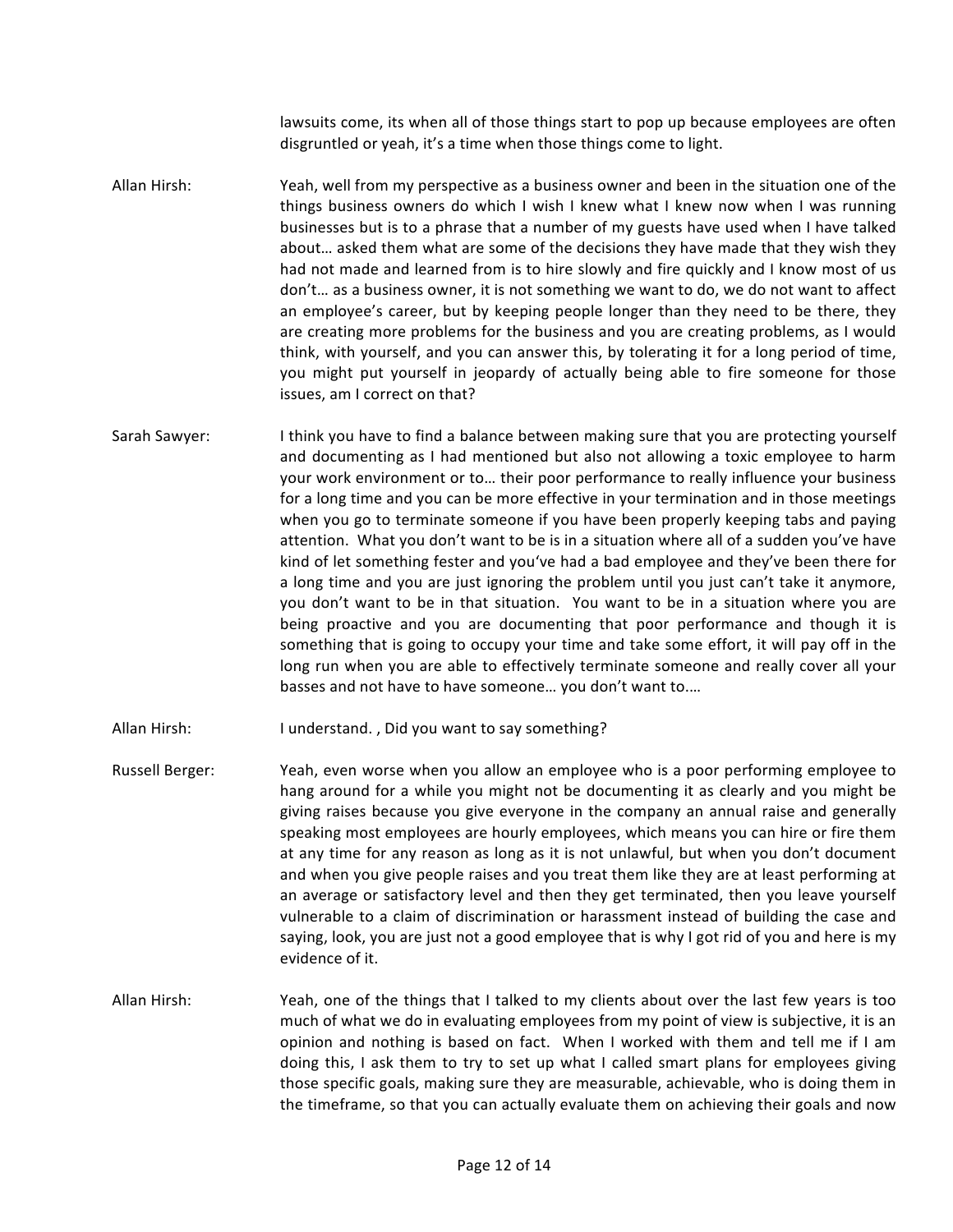lawsuits come, its when all of those things start to pop up because employees are often disgruntled or yeah, it's a time when those things come to light.

Allan Hirsh: Yeah, well from my perspective as a business owner and been in the situation one of the things business owners do which I wish I knew what I knew now when I was running businesses but is to a phrase that a number of my guests have used when I have talked about… asked them what are some of the decisions they have made that they wish they had not made and learned from is to hire slowly and fire quickly and I know most of us don't… as a business owner, it is not something we want to do, we do not want to affect an employee's career, but by keeping people longer than they need to be there, they are creating more problems for the business and you are creating problems, as I would think, with yourself, and you can answer this, by tolerating it for a long period of time, you might put yourself in jeopardy of actually being able to fire someone for those issues, am I correct on that?

Sarah Sawyer: I think you have to find a balance between making sure that you are protecting yourself and documenting as I had mentioned but also not allowing a toxic employee to harm your work environment or to… their poor performance to really influence your business for a long time and you can be more effective in your termination and in those meetings when you go to terminate someone if you have been properly keeping tabs and paying attention. What you don't want to be is in a situation where all of a sudden you've have kind of let something fester and you've had a bad employee and they've been there for a long time and you are just ignoring the problem until you just can't take it anymore, you don't want to be in that situation. You want to be in a situation where you are being proactive and you are documenting that poor performance and though it is something that is going to occupy your time and take some effort, it will pay off in the long run when you are able to effectively terminate someone and really cover all your basses and not have to have someone… you don't want to.…

Allan Hirsh: I understand. , Did you want to say something?

Russell Berger: Yeah, even worse when you allow an employee who is a poor performing employee to hang around for a while you might not be documenting it as clearly and you might be giving raises because you give everyone in the company an annual raise and generally speaking most employees are hourly employees, which means you can hire or fire them at any time for any reason as long as it is not unlawful, but when you don't document and when you give people raises and you treat them like they are at least performing at an average or satisfactory level and then they get terminated, then you leave yourself vulnerable to a claim of discrimination or harassment instead of building the case and saying, look, you are just not a good employee that is why I got rid of you and here is my evidence of it.

Allan Hirsh: Yeah, one of the things that I talked to my clients about over the last few years is too much of what we do in evaluating employees from my point of view is subjective, it is an opinion and nothing is based on fact. When I worked with them and tell me if I am doing this, I ask them to try to set up what I called smart plans for employees giving those specific goals, making sure they are measurable, achievable, who is doing them in the timeframe, so that you can actually evaluate them on achieving their goals and now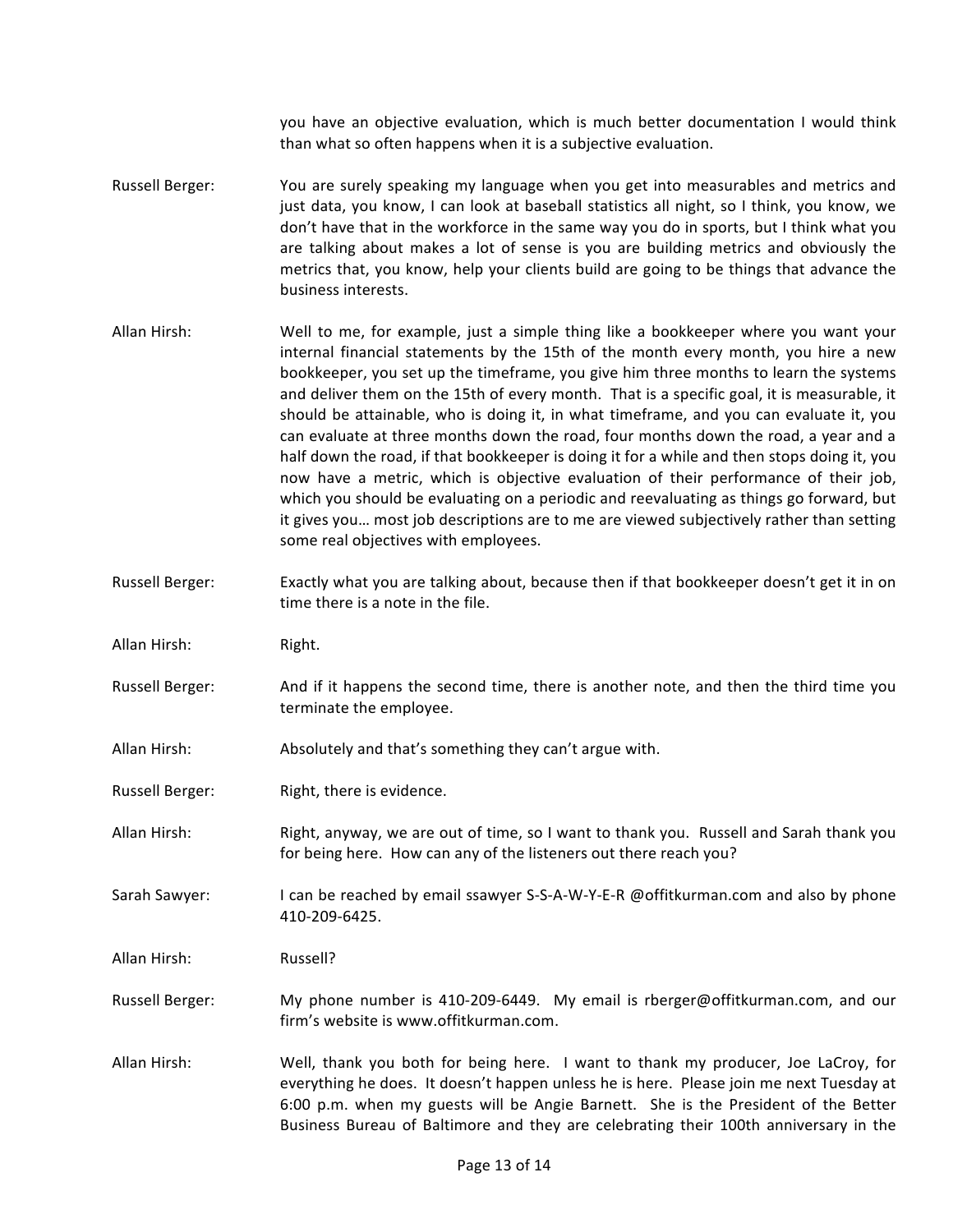you have an objective evaluation, which is much better documentation I would think than what so often happens when it is a subjective evaluation.

Russell Berger: You are surely speaking my language when you get into measurables and metrics and just data, you know, I can look at baseball statistics all night, so I think, you know, we don't have that in the workforce in the same way you do in sports, but I think what you are talking about makes a lot of sense is you are building metrics and obviously the metrics that, you know, help your clients build are going to be things that advance the business interests.

Allan Hirsh: Well to me, for example, just a simple thing like a bookkeeper where you want your internal financial statements by the 15th of the month every month, you hire a new bookkeeper, you set up the timeframe, you give him three months to learn the systems and deliver them on the 15th of every month. That is a specific goal, it is measurable, it should be attainable, who is doing it, in what timeframe, and you can evaluate it, you can evaluate at three months down the road, four months down the road, a year and a half down the road, if that bookkeeper is doing it for a while and then stops doing it, you now have a metric, which is objective evaluation of their performance of their job, which you should be evaluating on a periodic and reevaluating as things go forward, but it gives you… most job descriptions are to me are viewed subjectively rather than setting some real objectives with employees.

Russell Berger: Exactly what you are talking about, because then if that bookkeeper doesn't get it in on time there is a note in the file.

Allan Hirsh: Right.

Russell Berger: And if it happens the second time, there is another note, and then the third time you terminate the employee.

Allan Hirsh: Absolutely and that's something they can't argue with.

Russell Berger: Right, there is evidence.

Allan Hirsh: Right, anyway, we are out of time, so I want to thank you. Russell and Sarah thank you for being here. How can any of the listeners out there reach you?

Sarah Sawyer: I can be reached by email ssawyer S-S-A-W-Y-E-R @offitkurman.com and also by phone 410-209-6425.

Allan Hirsh: Russell?

Russell Berger: My phone number is 410-209-6449. My email is rberger@offitkurman.com, and our firm's website is www.offitkurman.com.

Allan Hirsh: Well, thank you both for being here. I want to thank my producer, Joe LaCroy, for everything he does. It doesn't happen unless he is here. Please join me next Tuesday at 6:00 p.m. when my guests will be Angie Barnett. She is the President of the Better Business Bureau of Baltimore and they are celebrating their 100th anniversary in the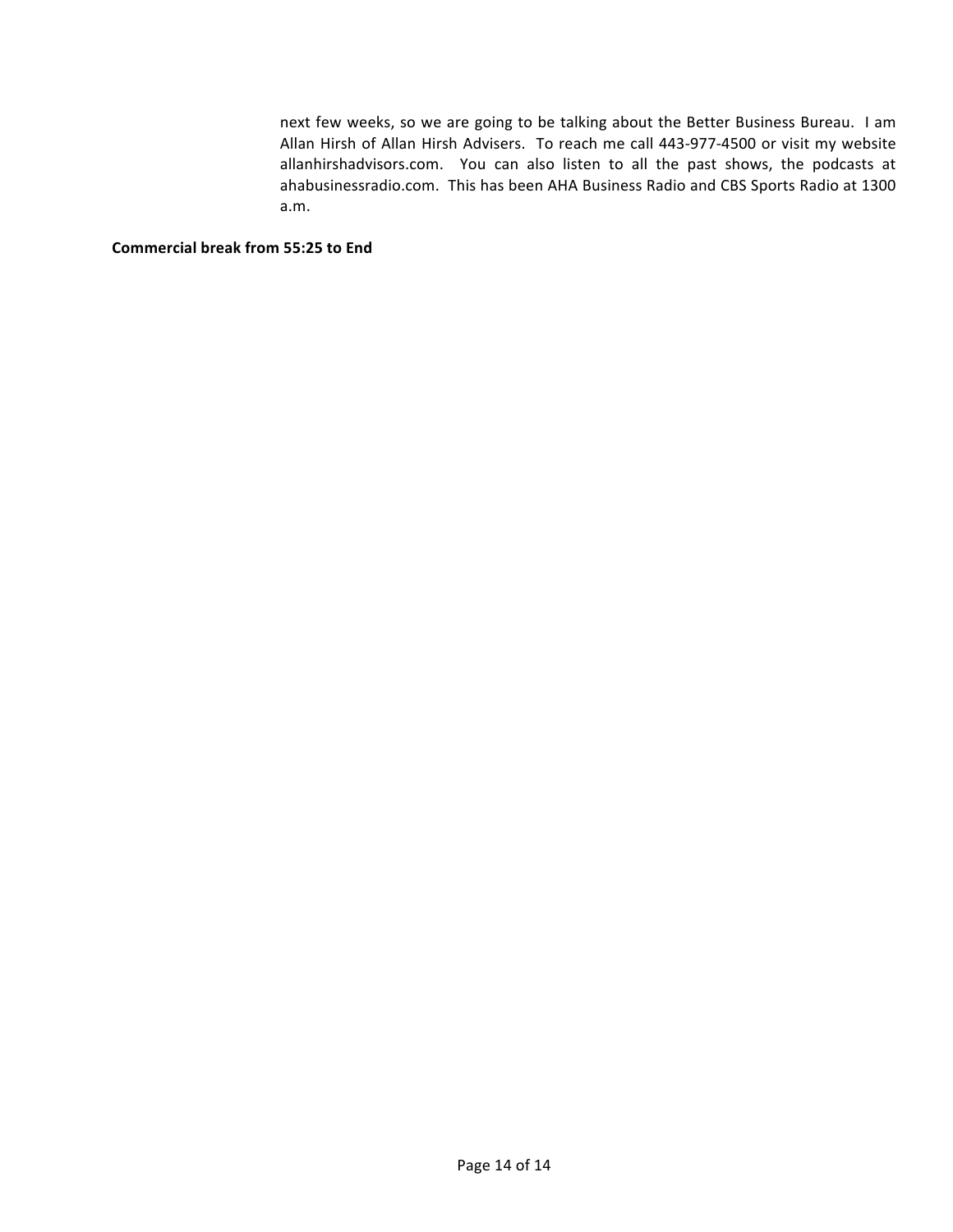next few weeks, so we are going to be talking about the Better Business Bureau. I am Allan Hirsh of Allan Hirsh Advisers. To reach me call 443-977-4500 or visit my website allanhirshadvisors.com. You can also listen to all the past shows, the podcasts at ahabusinessradio.com. This has been AHA Business Radio and CBS Sports Radio at 1300 a.m.

**Commercial break from 55:25 to End**